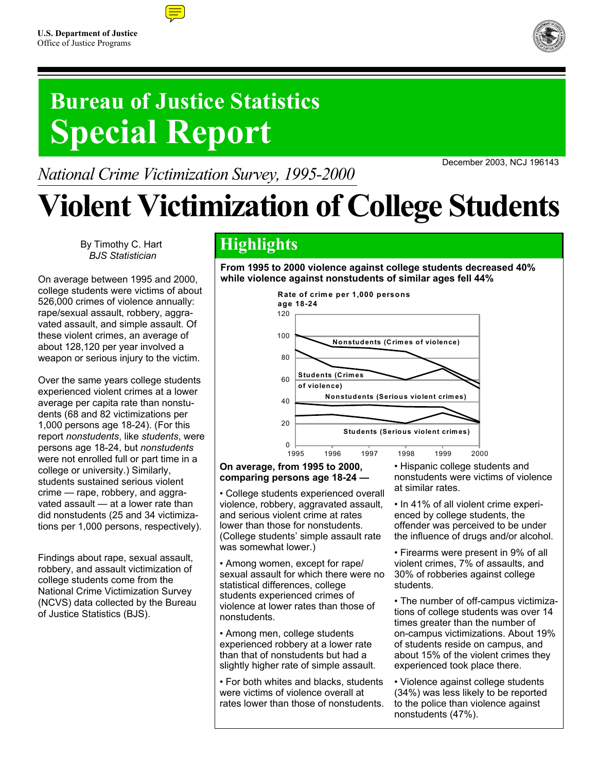U.S. Department of Justice
Office of Justice Programs

# Bureau of Justice Statistics Special Report

December 2003, NCJ 196143

*National Crime Victimization Survey, 1995-2000*

# Violent Victimization of College Students

By Timothy C. Hart
*BJS Statistician*

On average between 1995 and 2000, college students were victims of about 526,000 crimes of violence annually: rape/sexual assault, robbery, aggravated assault, and simple assault. Of these violent crimes, an average of about 128,120 per year involved a weapon or serious injury to the victim.

Over the same years college students experienced violent crimes at a lower average per capita rate than nonstudents (68 and 82 victimizations per 1,000 persons age 18-24). (For this report *nonstudents*, like *students*, were persons age 18-24, but *nonstudents* were not enrolled full or part time in a college or university.) Similarly, students sustained serious violent crime — rape, robbery, and aggravated assault — at a lower rate than did nonstudents (25 and 34 victimizations per 1,000 persons, respectively).

Findings about rape, sexual assault, robbery, and assault victimization of college students come from the National Crime Victimization Survey (NCVS) data collected by the Bureau of Justice Statistics (BJS).

## Highlights

**From 1995 to 2000 violence against college students decreased 40% while violence against nonstudents of similar ages fell 44%**

Rate of crime per 1,000 persons age 18-24

[Line chart, 1995–2000, y-axis 0–120: Nonstudents (Crimes of violence); Students (Crimes of violence); Nonstudents (Serious violent crimes); Students (Serious violent crimes)]

**On average, from 1995 to 2000, comparing persons age 18-24 —**

- College students experienced overall violence, robbery, aggravated assault, and serious violent crime at rates lower than those for nonstudents. (College students' simple assault rate was somewhat lower.)

- Among women, except for rape/sexual assault for which there were no statistical differences, college students experienced crimes of violence at lower rates than those of nonstudents.

- Among men, college students experienced robbery at a lower rate than that of nonstudents but had a slightly higher rate of simple assault.

- For both whites and blacks, students were victims of violence overall at rates lower than those of nonstudents.

- Hispanic college students and nonstudents were victims of violence at similar rates.

- In 41% of all violent crime experienced by college students, the offender was perceived to be under the influence of drugs and/or alcohol.

- Firearms were present in 9% of all violent crimes, 7% of assaults, and 30% of robberies against college students.

- The number of off-campus victimizations of college students was over 14 times greater than the number of on-campus victimizations. About 19% of students reside on campus, and about 15% of the violent crimes they experienced took place there.

- Violence against college students (34%) was less likely to be reported to the police than violence against nonstudents (47%).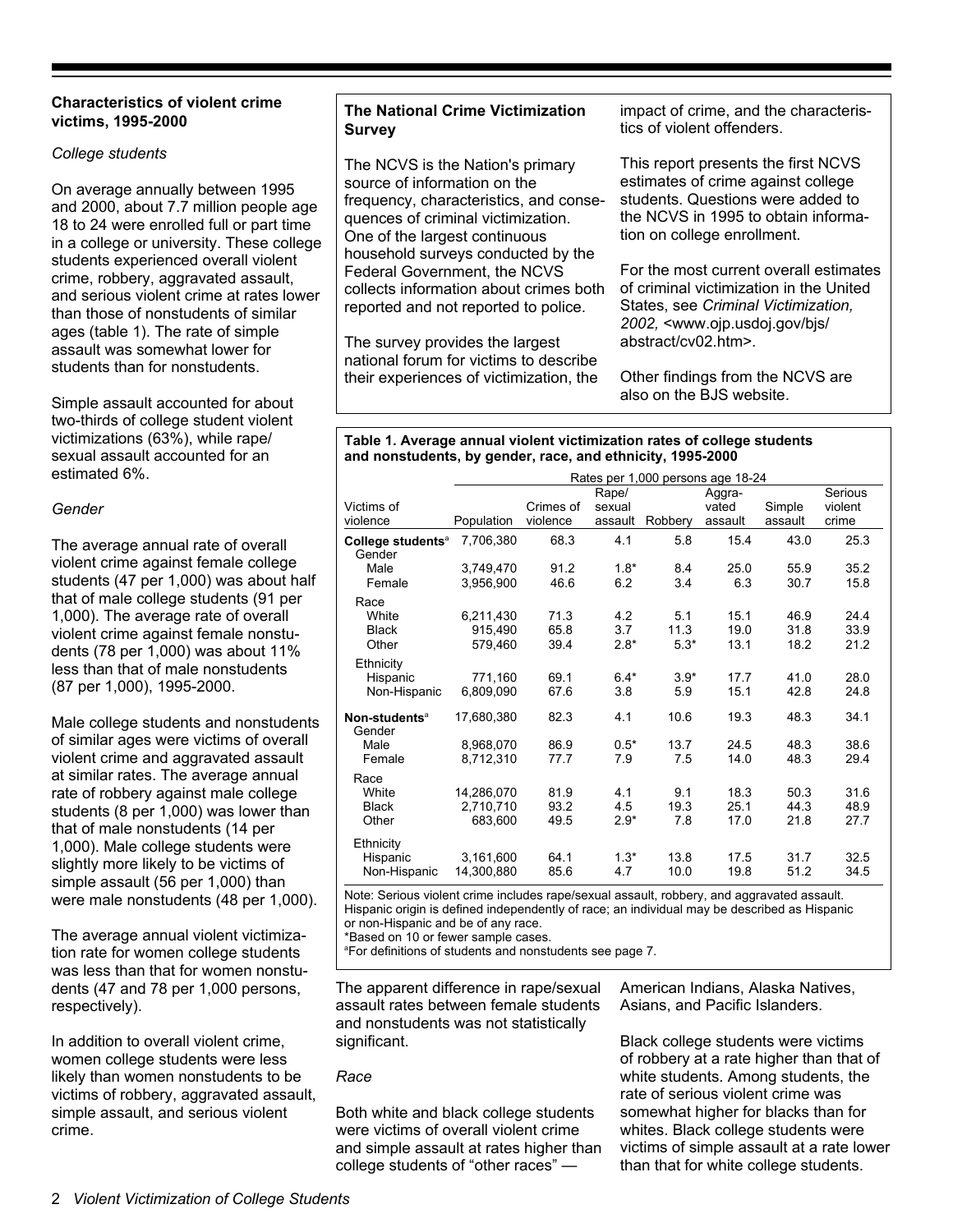## Characteristics of violent crime victims, 1995-2000

*College students*

On average annually between 1995 and 2000, about 7.7 million people age 18 to 24 were enrolled full or part time in a college or university. These college students experienced overall violent crime, robbery, aggravated assault, and serious violent crime at rates lower than those of nonstudents of similar ages (table 1). The rate of simple assault was somewhat lower for students than for nonstudents.

Simple assault accounted for about two-thirds of college student violent victimizations (63%), while rape/sexual assault accounted for an estimated 6%.

*Gender*

The average annual rate of overall violent crime against female college students (47 per 1,000) was about half that of male college students (91 per 1,000). The average rate of overall violent crime against female nonstudents (78 per 1,000) was about 11% less than that of male nonstudents (87 per 1,000), 1995-2000.

Male college students and nonstudents of similar ages were victims of overall violent crime and aggravated assault at similar rates. The average annual rate of robbery against male college students (8 per 1,000) was lower than that of male nonstudents (14 per 1,000). Male college students were slightly more likely to be victims of simple assault (56 per 1,000) than were male nonstudents (48 per 1,000).

The average annual violent victimization rate for women college students was less than that for women nonstudents (47 and 78 per 1,000 persons, respectively).

In addition to overall violent crime, women college students were less likely than women nonstudents to be victims of robbery, aggravated assault, simple assault, and serious violent crime.

### The National Crime Victimization Survey

The NCVS is the Nation's primary source of information on the frequency, characteristics, and consequences of criminal victimization. One of the largest continuous household surveys conducted by the Federal Government, the NCVS collects information about crimes both reported and not reported to police.

The survey provides the largest national forum for victims to describe their experiences of victimization, the impact of crime, and the characteristics of violent offenders.

This report presents the first NCVS estimates of crime against college students. Questions were added to the NCVS in 1995 to obtain information on college enrollment.

For the most current overall estimates of criminal victimization in the United States, see *Criminal Victimization, 2002,* <www.ojp.usdoj.gov/bjs/abstract/cv02.htm>.

Other findings from the NCVS are also on the BJS website.

**Table 1. Average annual violent victimization rates of college students and nonstudents, by gender, race, and ethnicity, 1995-2000**

| | | Rates per 1,000 persons age 18-24 | | | | | |
|---|---|---|---|---|---|---|---|
| Victims of violence | Population | Crimes of violence | Rape/ sexual assault | Robbery | Aggra-vated assault | Simple assault | Serious violent crime |
| **College students**[a] | 7,706,380 | 68.3 | 4.1 | 5.8 | 15.4 | 43.0 | 25.3 |
| Gender | | | | | | | |
| Male | 3,749,470 | 91.2 | 1.8* | 8.4 | 25.0 | 55.9 | 35.2 |
| Female | 3,956,900 | 46.6 | 6.2 | 3.4 | 6.3 | 30.7 | 15.8 |
| Race | | | | | | | |
| White | 6,211,430 | 71.3 | 4.2 | 5.1 | 15.1 | 46.9 | 24.4 |
| Black | 915,490 | 65.8 | 3.7 | 11.3 | 19.0 | 31.8 | 33.9 |
| Other | 579,460 | 39.4 | 2.8* | 5.3* | 13.1 | 18.2 | 21.2 |
| Ethnicity | | | | | | | |
| Hispanic | 771,160 | 69.1 | 6.4* | 3.9* | 17.7 | 41.0 | 28.0 |
| Non-Hispanic | 6,809,090 | 67.6 | 3.8 | 5.9 | 15.1 | 42.8 | 24.8 |
| **Non-students**[a] | 17,680,380 | 82.3 | 4.1 | 10.6 | 19.3 | 48.3 | 34.1 |
| Gender | | | | | | | |
| Male | 8,968,070 | 86.9 | 0.5* | 13.7 | 24.5 | 48.3 | 38.6 |
| Female | 8,712,310 | 77.7 | 7.9 | 7.5 | 14.0 | 48.3 | 29.4 |
| Race | | | | | | | |
| White | 14,286,070 | 81.9 | 4.1 | 9.1 | 18.3 | 50.3 | 31.6 |
| Black | 2,710,710 | 93.2 | 4.5 | 19.3 | 25.1 | 44.3 | 48.9 |
| Other | 683,600 | 49.5 | 2.9* | 7.8 | 17.0 | 21.8 | 27.7 |
| Ethnicity | | | | | | | |
| Hispanic | 3,161,600 | 64.1 | 1.3* | 13.8 | 17.5 | 31.7 | 32.5 |
| Non-Hispanic | 14,300,880 | 85.6 | 4.7 | 10.0 | 19.8 | 51.2 | 34.5 |

Note: Serious violent crime includes rape/sexual assault, robbery, and aggravated assault. Hispanic origin is defined independently of race; an individual may be described as Hispanic or non-Hispanic and be of any race.
*Based on 10 or fewer sample cases.
[a]For definitions of students and nonstudents see page 7.

The apparent difference in rape/sexual assault rates between female students and nonstudents was not statistically significant.

*Race*

Both white and black college students were victims of overall violent crime and simple assault at rates higher than college students of "other races" — American Indians, Alaska Natives, Asians, and Pacific Islanders.

Black college students were victims of robbery at a rate higher than that of white students. Among students, the rate of serious violent crime was somewhat higher for blacks than for whites. Black college students were victims of simple assault at a rate lower than that for white college students.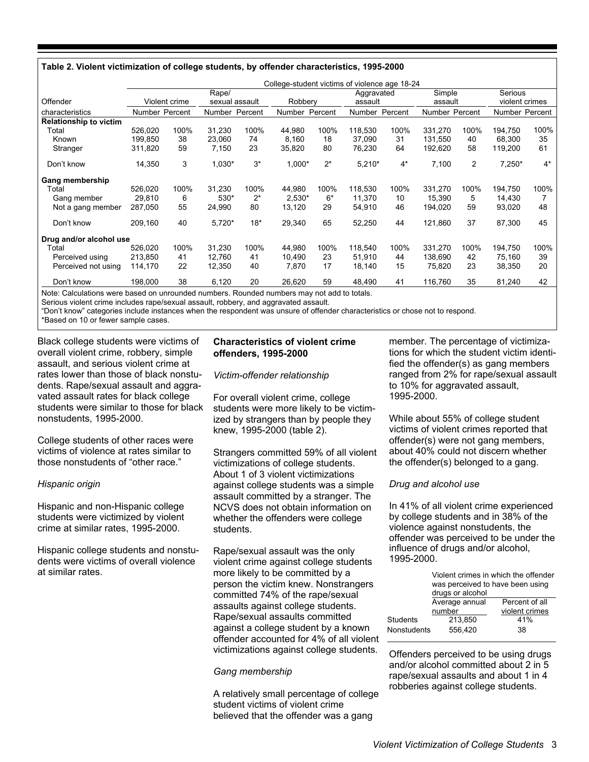**Table 2. Violent victimization of college students, by offender characteristics, 1995-2000**

| | College-student victims of violence age 18-24 | | | | | | | | | | | |
|---|---|---|---|---|---|---|---|---|---|---|---|---|
| Offender | Violent crime | | Rape/ sexual assault | | Robbery | | Aggravated assault | | Simple assault | | Serious violent crimes | |
| characteristics | Number | Percent | Number | Percent | Number | Percent | Number | Percent | Number | Percent | Number | Percent |
| **Relationship to victim** | | | | | | | | | | | | |
| Total | 526,020 | 100% | 31,230 | 100% | 44,980 | 100% | 118,530 | 100% | 331,270 | 100% | 194,750 | 100% |
| Known | 199,850 | 38 | 23,060 | 74 | 8,160 | 18 | 37,090 | 31 | 131,550 | 40 | 68,300 | 35 |
| Stranger | 311,820 | 59 | 7,150 | 23 | 35,820 | 80 | 76,230 | 64 | 192,620 | 58 | 119,200 | 61 |
| Don't know | 14,350 | 3 | 1,030* | 3* | 1,000* | 2* | 5,210* | 4* | 7,100 | 2 | 7,250* | 4* |
| **Gang membership** | | | | | | | | | | | | |
| Total | 526,020 | 100% | 31,230 | 100% | 44,980 | 100% | 118,530 | 100% | 331,270 | 100% | 194,750 | 100% |
| Gang member | 29,810 | 6 | 530* | 2* | 2,530* | 6* | 11,370 | 10 | 15,390 | 5 | 14,430 | 7 |
| Not a gang member | 287,050 | 55 | 24,990 | 80 | 13,120 | 29 | 54,910 | 46 | 194,020 | 59 | 93,020 | 48 |
| Don't know | 209,160 | 40 | 5,720* | 18* | 29,340 | 65 | 52,250 | 44 | 121,860 | 37 | 87,300 | 45 |
| **Drug and/or alcohol use** | | | | | | | | | | | | |
| Total | 526,020 | 100% | 31,230 | 100% | 44,980 | 100% | 118,540 | 100% | 331,270 | 100% | 194,750 | 100% |
| Perceived using | 213,850 | 41 | 12,760 | 41 | 10,490 | 23 | 51,910 | 44 | 138,690 | 42 | 75,160 | 39 |
| Perceived not using | 114,170 | 22 | 12,350 | 40 | 7,870 | 17 | 18,140 | 15 | 75,820 | 23 | 38,350 | 20 |
| Don't know | 198,000 | 38 | 6,120 | 20 | 26,620 | 59 | 48,490 | 41 | 116,760 | 35 | 81,240 | 42 |

Note: Calculations were based on unrounded numbers. Rounded numbers may not add to totals.
Serious violent crime includes rape/sexual assault, robbery, and aggravated assault.
"Don't know" categories include instances when the respondent was unsure of offender characteristics or chose not to respond.
*Based on 10 or fewer sample cases.

Black college students were victims of overall violent crime, robbery, simple assault, and serious violent crime at rates lower than those of black nonstudents. Rape/sexual assault and aggravated assault rates for black college students were similar to those for black nonstudents, 1995-2000.

College students of other races were victims of violence at rates similar to those nonstudents of "other race."

*Hispanic origin*

Hispanic and non-Hispanic college students were victimized by violent crime at similar rates, 1995-2000.

Hispanic college students and nonstudents were victims of overall violence at similar rates.

### Characteristics of violent crime offenders, 1995-2000

*Victim-offender relationship*

For overall violent crime, college students were more likely to be victimized by strangers than by people they knew, 1995-2000 (table 2).

Strangers committed 59% of all violent victimizations of college students. About 1 of 3 violent victimizations against college students was a simple assault committed by a stranger. The NCVS does not obtain information on whether the offenders were college students.

Rape/sexual assault was the only violent crime against college students more likely to be committed by a person the victim knew. Nonstrangers committed 74% of the rape/sexual assaults against college students. Rape/sexual assaults committed against a college student by a known offender accounted for 4% of all violent victimizations against college students.

*Gang membership*

A relatively small percentage of college student victims of violent crime believed that the offender was a gang member. The percentage of victimizations for which the student victim identified the offender(s) as gang members ranged from 2% for rape/sexual assault to 10% for aggravated assault, 1995-2000.

While about 55% of college student victims of violent crimes reported that offender(s) were not gang members, about 40% could not discern whether the offender(s) belonged to a gang.

*Drug and alcohol use*

In 41% of all violent crime experienced by college students and in 38% of the violence against nonstudents, the offender was perceived to be under the influence of drugs and/or alcohol, 1995-2000.

| | Violent crimes in which the offender was perceived to have been using drugs or alcohol | |
|---|---|---|
| | Average annual number | Percent of all violent crimes |
| Students | 213,850 | 41% |
| Nonstudents | 556,420 | 38 |

Offenders perceived to be using drugs and/or alcohol committed about 2 in 5 rape/sexual assaults and about 1 in 4 robberies against college students.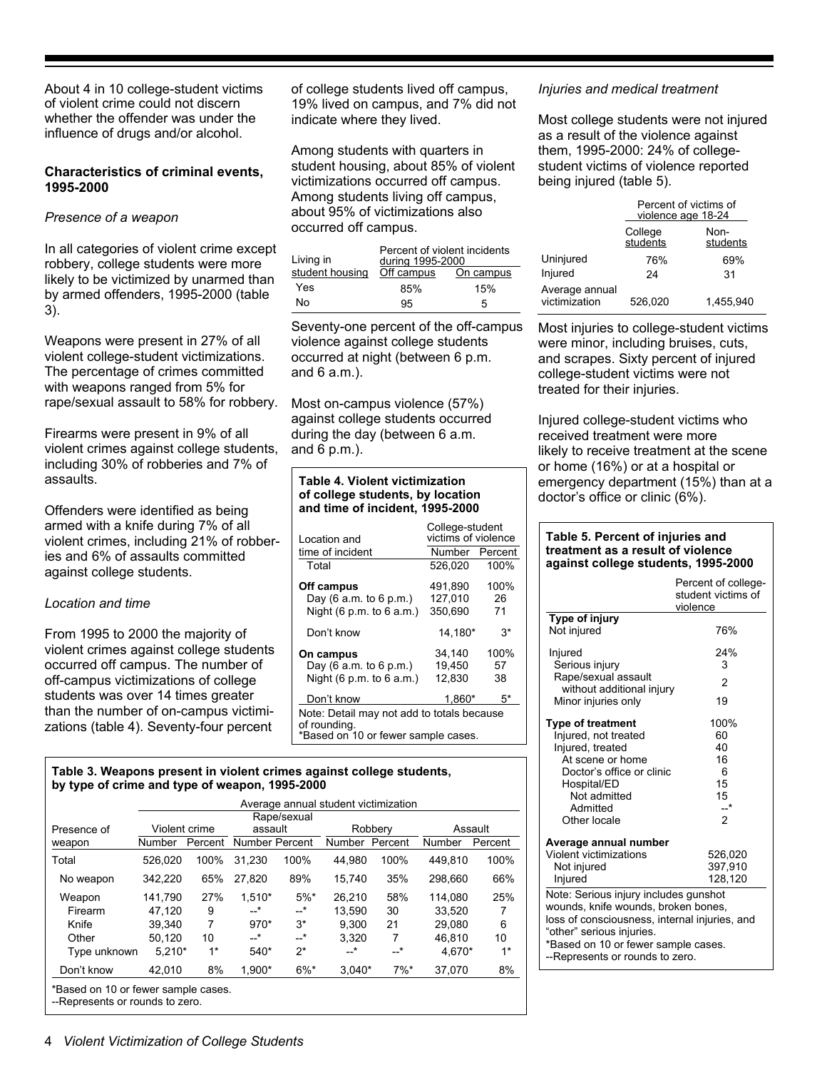About 4 in 10 college-student victims of violent crime could not discern whether the offender was under the influence of drugs and/or alcohol.

### Characteristics of criminal events, 1995-2000

*Presence of a weapon*

In all categories of violent crime except robbery, college students were more likely to be victimized by unarmed than by armed offenders, 1995-2000 (table 3).

Weapons were present in 27% of all violent college-student victimizations. The percentage of crimes committed with weapons ranged from 5% for rape/sexual assault to 58% for robbery.

Firearms were present in 9% of all violent crimes against college students, including 30% of robberies and 7% of assaults.

Offenders were identified as being armed with a knife during 7% of all violent crimes, including 21% of robberies and 6% of assaults committed against college students.

*Location and time*

From 1995 to 2000 the majority of violent crimes against college students occurred off campus. The number of off-campus victimizations of college students was over 14 times greater than the number of on-campus victimizations (table 4). Seventy-four percent of college students lived off campus, 19% lived on campus, and 7% did not indicate where they lived.

Among students with quarters in student housing, about 85% of violent victimizations occurred off campus. Among students living off campus, about 95% of victimizations also occurred off campus.

| Living in student housing | Percent of violent incidents during 1995-2000 | |
|---|---|---|
| | Off campus | On campus |
| Yes | 85% | 15% |
| No | 95 | 5 |

Seventy-one percent of the off-campus violence against college students occurred at night (between 6 p.m. and 6 a.m.).

Most on-campus violence (57%) against college students occurred during the day (between 6 a.m. and 6 p.m.).

**Table 4. Violent victimization of college students, by location and time of incident, 1995-2000**

| Location and time of incident | College-student victims of violence | |
|---|---|---|
| | Number | Percent |
| Total | 526,020 | 100% |
| **Off campus** | 491,890 | 100% |
| Day (6 a.m. to 6 p.m.) | 127,010 | 26 |
| Night (6 p.m. to 6 a.m.) | 350,690 | 71 |
| Don't know | 14,180* | 3* |
| **On campus** | 34,140 | 100% |
| Day (6 a.m. to 6 p.m.) | 19,450 | 57 |
| Night (6 p.m. to 6 a.m.) | 12,830 | 38 |
| Don't know | 1,860* | 5* |

Note: Detail may not add to totals because of rounding.
*Based on 10 or fewer sample cases.

*Injuries and medical treatment*

Most college students were not injured as a result of the violence against them, 1995-2000: 24% of college-student victims of violence reported being injured (table 5).

| | Percent of victims of violence age 18-24 | |
|---|---|---|
| | College students | Non-students |
| Uninjured | 76% | 69% |
| Injured | 24 | 31 |
| Average annual victimization | 526,020 | 1,455,940 |

Most injuries to college-student victims were minor, including bruises, cuts, and scrapes. Sixty percent of injured college-student victims were not treated for their injuries.

Injured college-student victims who received treatment were more likely to receive treatment at the scene or home (16%) or at a hospital or emergency department (15%) than at a doctor's office or clinic (6%).

**Table 5. Percent of injuries and treatment as a result of violence against college students, 1995-2000**

| | Percent of college-student victims of violence |
|---|---|
| **Type of injury** | |
| Not injured | 76% |
| Injured | 24% |
| Serious injury | 3 |
| Rape/sexual assault without additional injury | 2 |
| Minor injuries only | 19 |
| **Type of treatment** | 100% |
| Injured, not treated | 60 |
| Injured, treated | 40 |
| At scene or home | 16 |
| Doctor's office or clinic | 6 |
| Hospital/ED | 15 |
| Not admitted | 15 |
| Admitted | --* |
| Other locale | 2 |
| **Average annual number** | |
| Violent victimizations | 526,020 |
| Not injured | 397,910 |
| Injured | 128,120 |

Note: Serious injury includes gunshot wounds, knife wounds, broken bones, loss of consciousness, internal injuries, and "other" serious injuries.
*Based on 10 or fewer sample cases.
--Represents or rounds to zero.

**Table 3. Weapons present in violent crimes against college students, by type of crime and type of weapon, 1995-2000**

| Presence of weapon | Average annual student victimization | | | | | | | |
|---|---|---|---|---|---|---|---|---|
| | Violent crime | | Rape/sexual assault | | Robbery | | Assault | |
| | Number | Percent | Number | Percent | Number | Percent | Number | Percent |
| Total | 526,020 | 100% | 31,230 | 100% | 44,980 | 100% | 449,810 | 100% |
| No weapon | 342,220 | 65% | 27,820 | 89% | 15,740 | 35% | 298,660 | 66% |
| Weapon | 141,790 | 27% | 1,510* | 5%* | 26,210 | 58% | 114,080 | 25% |
| Firearm | 47,120 | 9 | --* | --* | 13,590 | 30 | 33,520 | 7 |
| Knife | 39,340 | 7 | 970* | 3* | 9,300 | 21 | 29,080 | 6 |
| Other | 50,120 | 10 | --* | --* | 3,320 | 7 | 46,810 | 10 |
| Type unknown | 5,210* | 1* | 540* | 2* | --* | --* | 4,670* | 1* |
| Don't know | 42,010 | 8% | 1,900* | 6%* | 3,040* | 7%* | 37,070 | 8% |

*Based on 10 or fewer sample cases.
--Represents or rounds to zero.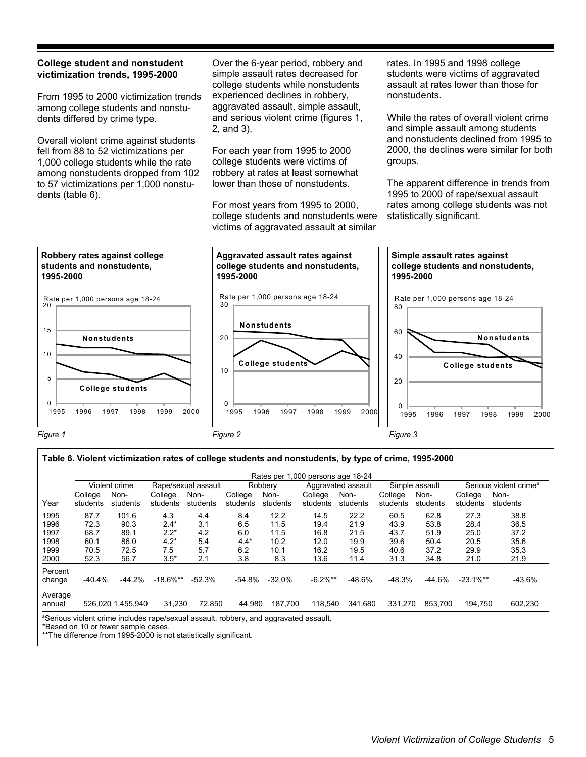### College student and nonstudent victimization trends, 1995-2000

From 1995 to 2000 victimization trends among college students and nonstudents differed by crime type.

Overall violent crime against students fell from 88 to 52 victimizations per 1,000 college students while the rate among nonstudents dropped from 102 to 57 victimizations per 1,000 nonstudents (table 6).

Over the 6-year period, robbery and simple assault rates decreased for college students while nonstudents experienced declines in robbery, aggravated assault, simple assault, and serious violent crime (figures 1, 2, and 3).

For each year from 1995 to 2000 college students were victims of robbery at rates at least somewhat lower than those of nonstudents.

For most years from 1995 to 2000, college students and nonstudents were victims of aggravated assault at similar rates. In 1995 and 1998 college students were victims of aggravated assault at rates lower than those for nonstudents.

While the rates of overall violent crime and simple assault among students and nonstudents declined from 1995 to 2000, the declines were similar for both groups.

The apparent difference in trends from 1995 to 2000 of rape/sexual assault rates among college students was not statistically significant.

**Robbery rates against college students and nonstudents, 1995-2000**

Rate per 1,000 persons age 18-24

*Figure 1*

**Aggravated assault rates against college students and nonstudents, 1995-2000**

Rate per 1,000 persons age 18-24

*Figure 2*

**Simple assault rates against college students and nonstudents, 1995-2000**

Rate per 1,000 persons age 18-24

*Figure 3*

**Table 6. Violent victimization rates of college students and nonstudents, by type of crime, 1995-2000**

| | Rates per 1,000 persons age 18-24 | | | | | | | | | | | |
|---|---|---|---|---|---|---|---|---|---|---|---|---|
| | Violent crime | | Rape/sexual assault | | Robbery | | Aggravated assault | | Simple assault | | Serious violent crime[a] | |
| Year | College students | Non-students | College students | Non-students | College students | Non-students | College students | Non-students | College students | Non-students | College students | Non-students |
| 1995 | 87.7 | 101.6 | 4.3 | 4.4 | 8.4 | 12.2 | 14.5 | 22.2 | 60.5 | 62.8 | 27.3 | 38.8 |
| 1996 | 72.3 | 90.3 | 2.4* | 3.1 | 6.5 | 11.5 | 19.4 | 21.9 | 43.9 | 53.8 | 28.4 | 36.5 |
| 1997 | 68.7 | 89.1 | 2.2* | 4.2 | 6.0 | 11.5 | 16.8 | 21.5 | 43.7 | 51.9 | 25.0 | 37.2 |
| 1998 | 60.1 | 86.0 | 4.2* | 5.4 | 4.4* | 10.2 | 12.0 | 19.9 | 39.6 | 50.4 | 20.5 | 35.6 |
| 1999 | 70.5 | 72.5 | 7.5 | 5.7 | 6.2 | 10.1 | 16.2 | 19.5 | 40.6 | 37.2 | 29.9 | 35.3 |
| 2000 | 52.3 | 56.7 | 3.5* | 2.1 | 3.8 | 8.3 | 13.6 | 11.4 | 31.3 | 34.8 | 21.0 | 21.9 |
| Percent change | -40.4% | -44.2% | -18.6%** | -52.3% | -54.8% | -32.0% | -6.2%** | -48.6% | -48.3% | -44.6% | -23.1%** | -43.6% |
| Average annual | 526,020 | 1,455,940 | 31,230 | 72,850 | 44,980 | 187,700 | 118,540 | 341,680 | 331,270 | 853,700 | 194,750 | 602,230 |

[a]Serious violent crime includes rape/sexual assault, robbery, and aggravated assault.
*Based on 10 or fewer sample cases.
**The difference from 1995-2000 is not statistically significant.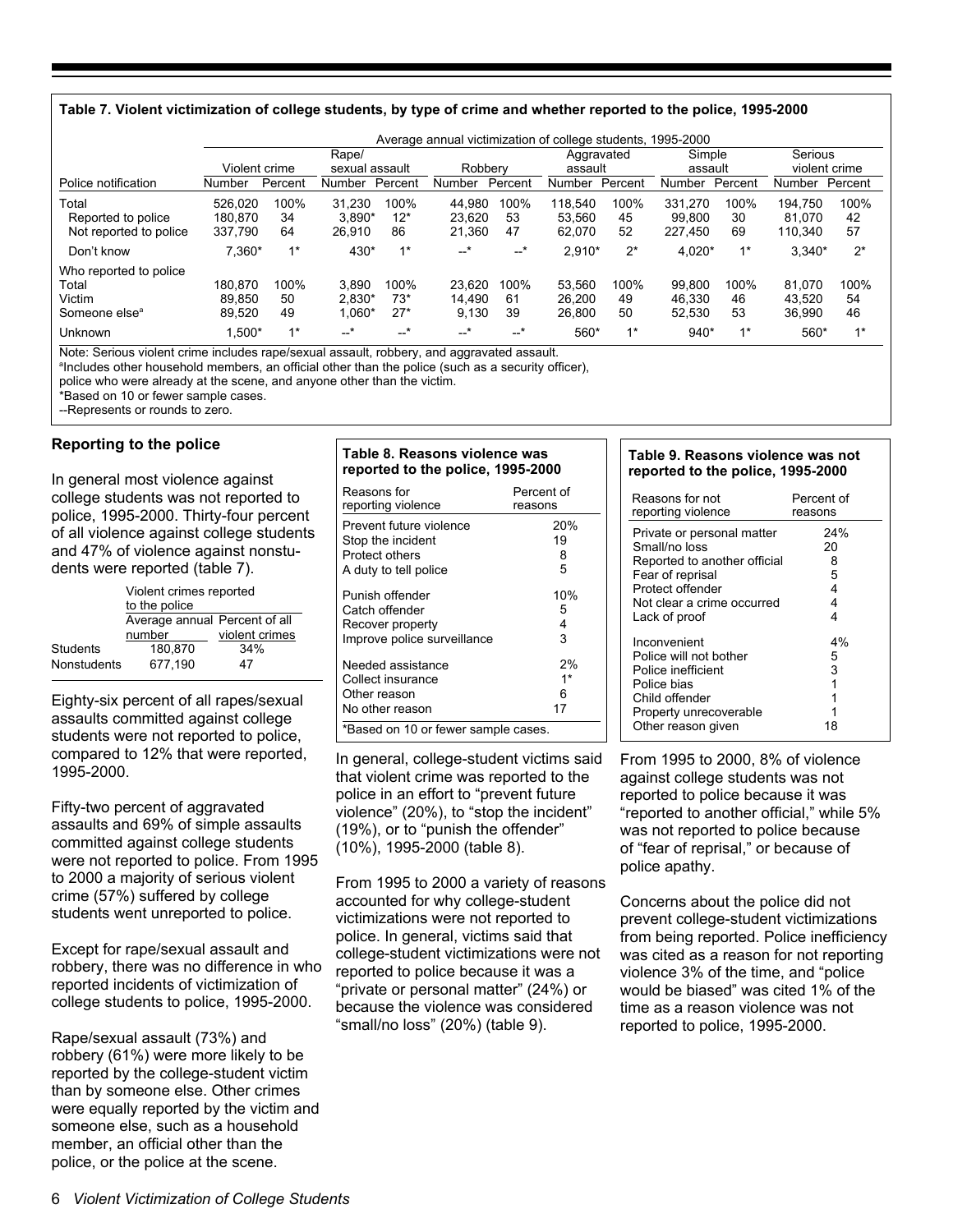**Table 7. Violent victimization of college students, by type of crime and whether reported to the police, 1995-2000**

| | Average annual victimization of college students, 1995-2000 | | | | | | | | | | | |
|---|---|---|---|---|---|---|---|---|---|---|---|---|
| | Violent crime | | Rape/ sexual assault | | Robbery | | Aggravated assault | | Simple assault | | Serious violent crime | |
| Police notification | Number | Percent | Number | Percent | Number | Percent | Number | Percent | Number | Percent | Number | Percent |
| Total | 526,020 | 100% | 31,230 | 100% | 44,980 | 100% | 118,540 | 100% | 331,270 | 100% | 194,750 | 100% |
| Reported to police | 180,870 | 34 | 3,890* | 12* | 23,620 | 53 | 53,560 | 45 | 99,800 | 30 | 81,070 | 42 |
| Not reported to police | 337,790 | 64 | 26,910 | 86 | 21,360 | 47 | 62,070 | 52 | 227,450 | 69 | 110,340 | 57 |
| Don't know | 7,360* | 1* | 430* | 1* | --* | --* | 2,910* | 2* | 4,020* | 1* | 3,340* | 2* |
| Who reported to police | | | | | | | | | | | | |
| Total | 180,870 | 100% | 3,890 | 100% | 23,620 | 100% | 53,560 | 100% | 99,800 | 100% | 81,070 | 100% |
| Victim | 89,850 | 50 | 2,830* | 73* | 14,490 | 61 | 26,200 | 49 | 46,330 | 46 | 43,520 | 54 |
| Someone else[a] | 89,520 | 49 | 1,060* | 27* | 9,130 | 39 | 26,800 | 50 | 52,530 | 53 | 36,990 | 46 |
| Unknown | 1,500* | 1* | --* | --* | --* | --* | 560* | 1* | 940* | 1* | 560* | 1* |

Note: Serious violent crime includes rape/sexual assault, robbery, and aggravated assault.
[a]Includes other household members, an official other than the police (such as a security officer), police who were already at the scene, and anyone other than the victim.
*Based on 10 or fewer sample cases.
--Represents or rounds to zero.

### Reporting to the police

In general most violence against college students was not reported to police, 1995-2000. Thirty-four percent of all violence against college students and 47% of violence against nonstudents were reported (table 7).

| | Violent crimes reported to the police | |
|---|---|---|
| | Average annual number | Percent of all violent crimes |
| Students | 180,870 | 34% |
| Nonstudents | 677,190 | 47 |

Eighty-six percent of all rapes/sexual assaults committed against college students were not reported to police, compared to 12% that were reported, 1995-2000.

Fifty-two percent of aggravated assaults and 69% of simple assaults committed against college students were not reported to police. From 1995 to 2000 a majority of serious violent crime (57%) suffered by college students went unreported to police.

Except for rape/sexual assault and robbery, there was no difference in who reported incidents of victimization of college students to police, 1995-2000.

Rape/sexual assault (73%) and robbery (61%) were more likely to be reported by the college-student victim than by someone else. Other crimes were equally reported by the victim and someone else, such as a household member, an official other than the police, or the police at the scene.

**Table 8. Reasons violence was reported to the police, 1995-2000**

| Reasons for reporting violence | Percent of reasons |
|---|---|
| Prevent future violence | 20% |
| Stop the incident | 19 |
| Protect others | 8 |
| A duty to tell police | 5 |
| Punish offender | 10% |
| Catch offender | 5 |
| Recover property | 4 |
| Improve police surveillance | 3 |
| Needed assistance | 2% |
| Collect insurance | 1* |
| Other reason | 6 |
| No other reason | 17 |

*Based on 10 or fewer sample cases.

In general, college-student victims said that violent crime was reported to the police in an effort to "prevent future violence" (20%), to "stop the incident" (19%), or to "punish the offender" (10%), 1995-2000 (table 8).

From 1995 to 2000 a variety of reasons accounted for why college-student victimizations were not reported to police. In general, victims said that college-student victimizations were not reported to police because it was a "private or personal matter" (24%) or because the violence was considered "small/no loss" (20%) (table 9).

**Table 9. Reasons violence was not reported to the police, 1995-2000**

| Reasons for not reporting violence | Percent of reasons |
|---|---|
| Private or personal matter | 24% |
| Small/no loss | 20 |
| Reported to another official | 8 |
| Fear of reprisal | 5 |
| Protect offender | 4 |
| Not clear a crime occurred | 4 |
| Lack of proof | 4 |
| Inconvenient | 4% |
| Police will not bother | 5 |
| Police inefficient | 3 |
| Police bias | 1 |
| Child offender | 1 |
| Property unrecoverable | 1 |
| Other reason given | 18 |

From 1995 to 2000, 8% of violence against college students was not reported to police because it was "reported to another official," while 5% was not reported to police because of "fear of reprisal," or because of police apathy.

Concerns about the police did not prevent college-student victimizations from being reported. Police inefficiency was cited as a reason for not reporting violence 3% of the time, and "police would be biased" was cited 1% of the time as a reason violence was not reported to police, 1995-2000.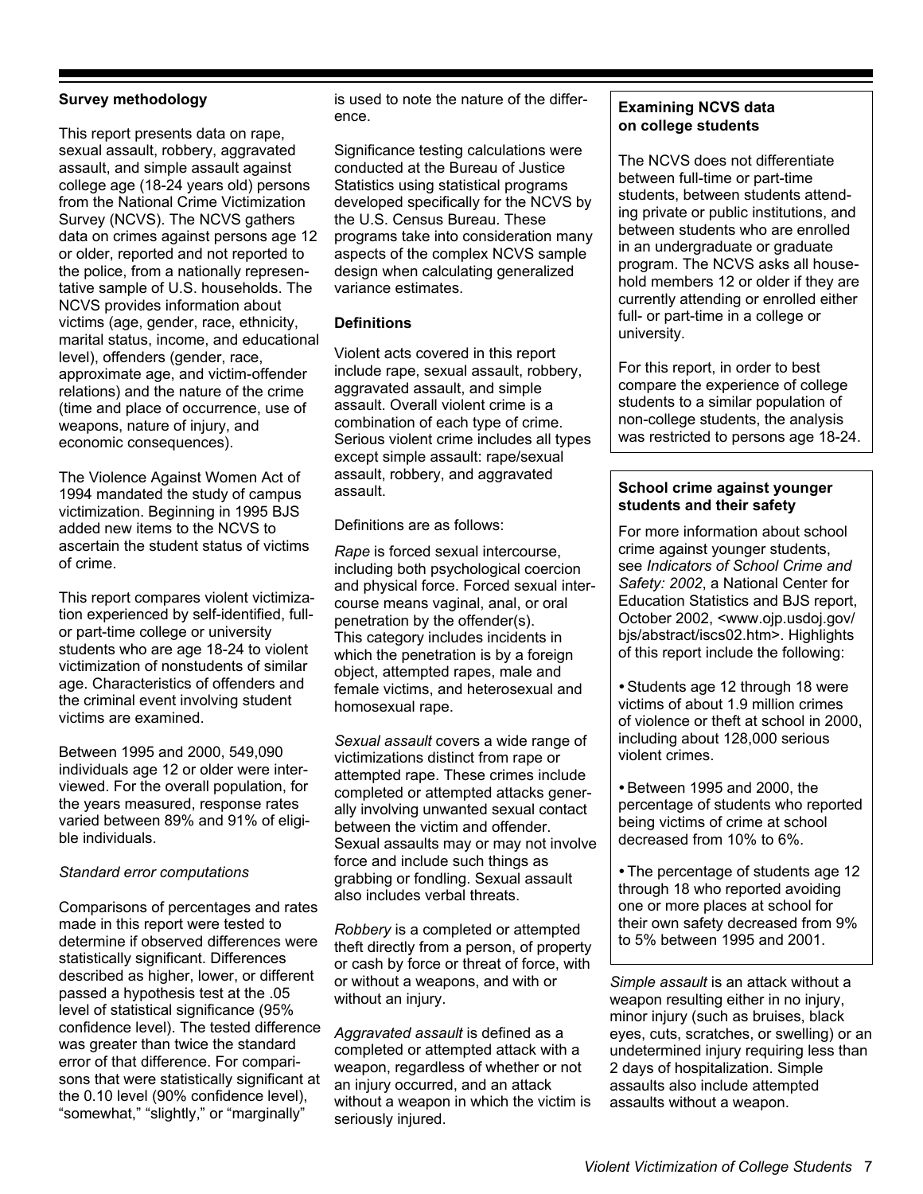## Survey methodology

This report presents data on rape, sexual assault, robbery, aggravated assault, and simple assault against college age (18-24 years old) persons from the National Crime Victimization Survey (NCVS). The NCVS gathers data on crimes against persons age 12 or older, reported and not reported to the police, from a nationally representative sample of U.S. households. The NCVS provides information about victims (age, gender, race, ethnicity, marital status, income, and educational level), offenders (gender, race, approximate age, and victim-offender relations) and the nature of the crime (time and place of occurrence, use of weapons, nature of injury, and economic consequences).

The Violence Against Women Act of 1994 mandated the study of campus victimization. Beginning in 1995 BJS added new items to the NCVS to ascertain the student status of victims of crime.

This report compares violent victimization experienced by self-identified, full- or part-time college or university students who are age 18-24 to violent victimization of nonstudents of similar age. Characteristics of offenders and the criminal event involving student victims are examined.

Between 1995 and 2000, 549,090 individuals age 12 or older were interviewed. For the overall population, for the years measured, response rates varied between 89% and 91% of eligible individuals.

*Standard error computations*

Comparisons of percentages and rates made in this report were tested to determine if observed differences were statistically significant. Differences described as higher, lower, or different passed a hypothesis test at the .05 level of statistical significance (95% confidence level). The tested difference was greater than twice the standard error of that difference. For comparisons that were statistically significant at the 0.10 level (90% confidence level), "somewhat," "slightly," or "marginally" is used to note the nature of the difference.

Significance testing calculations were conducted at the Bureau of Justice Statistics using statistical programs developed specifically for the NCVS by the U.S. Census Bureau. These programs take into consideration many aspects of the complex NCVS sample design when calculating generalized variance estimates.

## Definitions

Violent acts covered in this report include rape, sexual assault, robbery, aggravated assault, and simple assault. Overall violent crime is a combination of each type of crime. Serious violent crime includes all types except simple assault: rape/sexual assault, robbery, and aggravated assault.

Definitions are as follows:

*Rape* is forced sexual intercourse, including both psychological coercion and physical force. Forced sexual intercourse means vaginal, anal, or oral penetration by the offender(s). This category includes incidents in which the penetration is by a foreign object, attempted rapes, male and female victims, and heterosexual and homosexual rape.

*Sexual assault* covers a wide range of victimizations distinct from rape or attempted rape. These crimes include completed or attempted attacks generally involving unwanted sexual contact between the victim and offender. Sexual assaults may or may not involve force and include such things as grabbing or fondling. Sexual assault also includes verbal threats.

*Robbery* is a completed or attempted theft directly from a person, of property or cash by force or threat of force, with or without a weapons, and with or without an injury.

*Aggravated assault* is defined as a completed or attempted attack with a weapon, regardless of whether or not an injury occurred, and an attack without a weapon in which the victim is seriously injured.

*Simple assault* is an attack without a weapon resulting either in no injury, minor injury (such as bruises, black eyes, cuts, scratches, or swelling) or an undetermined injury requiring less than 2 days of hospitalization. Simple assaults also include attempted assaults without a weapon.

### Examining NCVS data on college students

The NCVS does not differentiate between full-time or part-time students, between students attending private or public institutions, and between students who are enrolled in an undergraduate or graduate program. The NCVS asks all household members 12 or older if they are currently attending or enrolled either full- or part-time in a college or university.

For this report, in order to best compare the experience of college students to a similar population of non-college students, the analysis was restricted to persons age 18-24.

### School crime against younger students and their safety

For more information about school crime against younger students, see *Indicators of School Crime and Safety: 2002*, a National Center for Education Statistics and BJS report, October 2002, <www.ojp.usdoj.gov/bjs/abstract/iscs02.htm>. Highlights of this report include the following:

- Students age 12 through 18 were victims of about 1.9 million crimes of violence or theft at school in 2000, including about 128,000 serious violent crimes.
- Between 1995 and 2000, the percentage of students who reported being victims of crime at school decreased from 10% to 6%.
- The percentage of students age 12 through 18 who reported avoiding one or more places at school for their own safety decreased from 9% to 5% between 1995 and 2001.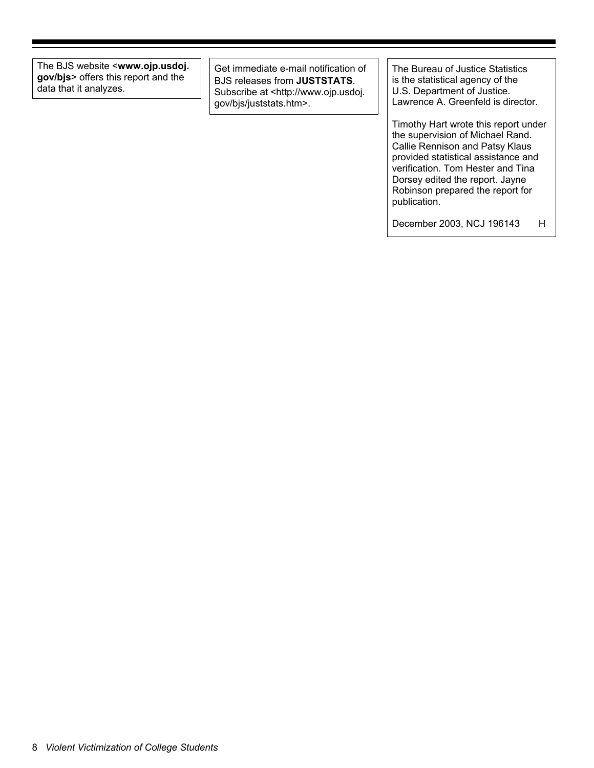The BJS website <**www.ojp.usdoj.gov/bjs**> offers this report and the data that it analyzes.

Get immediate e-mail notification of BJS releases from **JUSTSTATS**. Subscribe at <http://www.ojp.usdoj.gov/bjs/juststats.htm>.

The Bureau of Justice Statistics is the statistical agency of the U.S. Department of Justice. Lawrence A. Greenfeld is director.

Timothy Hart wrote this report under the supervision of Michael Rand. Callie Rennison and Patsy Klaus provided statistical assistance and verification. Tom Hester and Tina Dorsey edited the report. Jayne Robinson prepared the report for publication.

December 2003, NCJ 196143 H